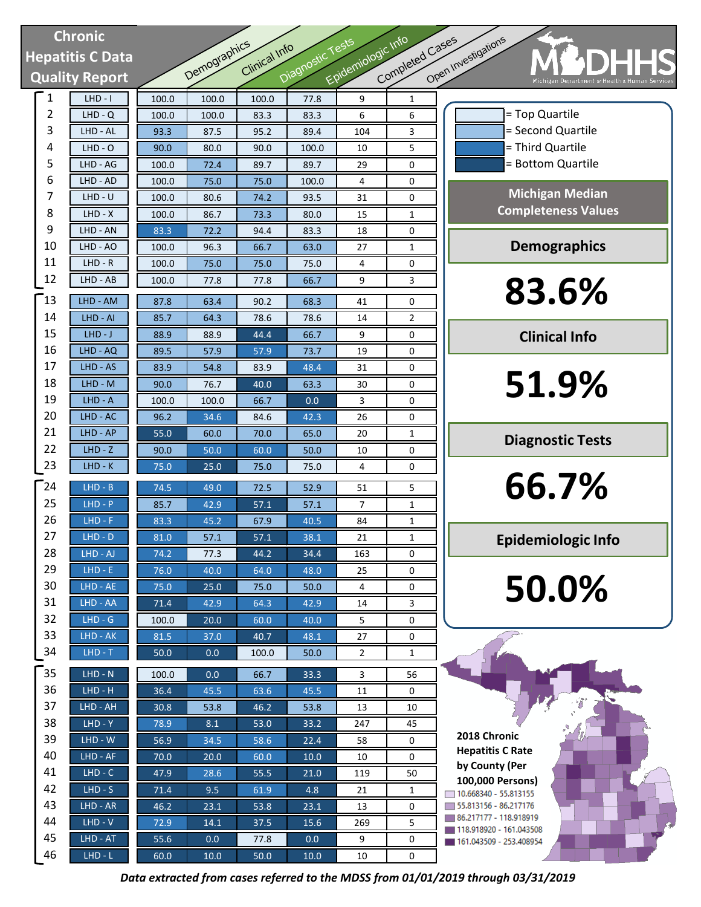# Chronic Hepatitis C Data Quality Report

MDHHS — Michigan Department of Health & Human Services

| # | LHD | Demographics | Clinical Info | Diagnostic Tests | Epidemiologic Info | Completed Cases | Open Investigations |
|---|---|---|---|---|---|---|---|
| 1 | LHD - I | 100.0 | 100.0 | 100.0 | 77.8 | 9 | 1 |
| 2 | LHD - Q | 100.0 | 100.0 | 83.3 | 83.3 | 6 | 6 |
| 3 | LHD - AL | 93.3 | 87.5 | 95.2 | 89.4 | 104 | 3 |
| 4 | LHD - O | 90.0 | 80.0 | 90.0 | 100.0 | 10 | 5 |
| 5 | LHD - AG | 100.0 | 72.4 | 89.7 | 89.7 | 29 | 0 |
| 6 | LHD - AD | 100.0 | 75.0 | 75.0 | 100.0 | 4 | 0 |
| 7 | LHD - U | 100.0 | 80.6 | 74.2 | 93.5 | 31 | 0 |
| 8 | LHD - X | 100.0 | 86.7 | 73.3 | 80.0 | 15 | 1 |
| 9 | LHD - AN | 83.3 | 72.2 | 94.4 | 83.3 | 18 | 0 |
| 10 | LHD - AO | 100.0 | 96.3 | 66.7 | 63.0 | 27 | 1 |
| 11 | LHD - R | 100.0 | 75.0 | 75.0 | 75.0 | 4 | 0 |
| 12 | LHD - AB | 100.0 | 77.8 | 77.8 | 66.7 | 9 | 3 |
| 13 | LHD - AM | 87.8 | 63.4 | 90.2 | 68.3 | 41 | 0 |
| 14 | LHD - AI | 85.7 | 64.3 | 78.6 | 78.6 | 14 | 2 |
| 15 | LHD - J | 88.9 | 88.9 | 44.4 | 66.7 | 9 | 0 |
| 16 | LHD - AQ | 89.5 | 57.9 | 57.9 | 73.7 | 19 | 0 |
| 17 | LHD - AS | 83.9 | 54.8 | 83.9 | 48.4 | 31 | 0 |
| 18 | LHD - M | 90.0 | 76.7 | 40.0 | 63.3 | 30 | 0 |
| 19 | LHD - A | 100.0 | 100.0 | 66.7 | 0.0 | 3 | 0 |
| 20 | LHD - AC | 96.2 | 34.6 | 84.6 | 42.3 | 26 | 0 |
| 21 | LHD - AP | 55.0 | 60.0 | 70.0 | 65.0 | 20 | 1 |
| 22 | LHD - Z | 90.0 | 50.0 | 60.0 | 50.0 | 10 | 0 |
| 23 | LHD - K | 75.0 | 25.0 | 75.0 | 75.0 | 4 | 0 |
| 24 | LHD - B | 74.5 | 49.0 | 72.5 | 52.9 | 51 | 5 |
| 25 | LHD - P | 85.7 | 42.9 | 57.1 | 57.1 | 7 | 1 |
| 26 | LHD - F | 83.3 | 45.2 | 67.9 | 40.5 | 84 | 1 |
| 27 | LHD - D | 81.0 | 57.1 | 57.1 | 38.1 | 21 | 1 |
| 28 | LHD - AJ | 74.2 | 77.3 | 44.2 | 34.4 | 163 | 0 |
| 29 | LHD - E | 76.0 | 40.0 | 64.0 | 48.0 | 25 | 0 |
| 30 | LHD - AE | 75.0 | 25.0 | 75.0 | 50.0 | 4 | 0 |
| 31 | LHD - AA | 71.4 | 42.9 | 64.3 | 42.9 | 14 | 3 |
| 32 | LHD - G | 100.0 | 20.0 | 60.0 | 40.0 | 5 | 0 |
| 33 | LHD - AK | 81.5 | 37.0 | 40.7 | 48.1 | 27 | 0 |
| 34 | LHD - T | 50.0 | 0.0 | 100.0 | 50.0 | 2 | 1 |
| 35 | LHD - N | 100.0 | 0.0 | 66.7 | 33.3 | 3 | 56 |
| 36 | LHD - H | 36.4 | 45.5 | 63.6 | 45.5 | 11 | 0 |
| 37 | LHD - AH | 30.8 | 53.8 | 46.2 | 53.8 | 13 | 10 |
| 38 | LHD - Y | 78.9 | 8.1 | 53.0 | 33.2 | 247 | 45 |
| 39 | LHD - W | 56.9 | 34.5 | 58.6 | 22.4 | 58 | 0 |
| 40 | LHD - AF | 70.0 | 20.0 | 60.0 | 10.0 | 10 | 0 |
| 41 | LHD - C | 47.9 | 28.6 | 55.5 | 21.0 | 119 | 50 |
| 42 | LHD - S | 71.4 | 9.5 | 61.9 | 4.8 | 21 | 1 |
| 43 | LHD - AR | 46.2 | 23.1 | 53.8 | 23.1 | 13 | 0 |
| 44 | LHD - V | 72.9 | 14.1 | 37.5 | 15.6 | 269 | 5 |
| 45 | LHD - AT | 55.6 | 0.0 | 77.8 | 0.0 | 9 | 0 |
| 46 | LHD - L | 60.0 | 10.0 | 50.0 | 10.0 | 10 | 0 |

- = Top Quartile
- = Second Quartile
- = Third Quartile
- = Bottom Quartile

## Michigan Median Completeness Values

**Demographics**

**83.6%**

**Clinical Info**

**51.9%**

**Diagnostic Tests**

**66.7%**

**Epidemiologic Info**

**50.0%**

**2018 Chronic Hepatitis C Rate by County (Per 100,000 Persons)**

- 10.668340 - 55.813155
- 55.813156 - 86.217176
- 86.217177 - 118.918919
- 118.918920 - 161.043508
- 161.043509 - 253.408954

*Data extracted from cases referred to the MDSS from 01/01/2019 through 03/31/2019*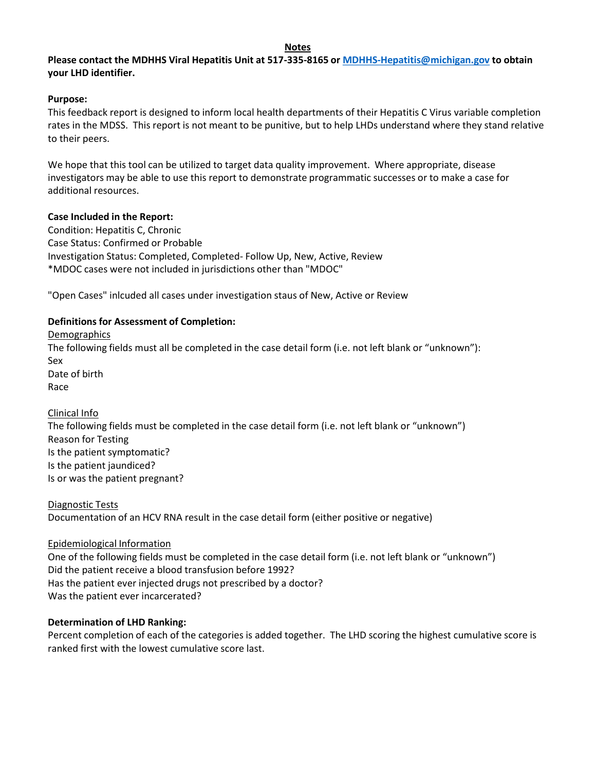## Notes

**Please contact the MDHHS Viral Hepatitis Unit at 517-335-8165 or MDHHS-Hepatitis@michigan.gov to obtain your LHD identifier.**

**Purpose:**

This feedback report is designed to inform local health departments of their Hepatitis C Virus variable completion rates in the MDSS. This report is not meant to be punitive, but to help LHDs understand where they stand relative to their peers.

We hope that this tool can be utilized to target data quality improvement. Where appropriate, disease investigators may be able to use this report to demonstrate programmatic successes or to make a case for additional resources.

**Case Included in the Report:**

Condition: Hepatitis C, Chronic
Case Status: Confirmed or Probable
Investigation Status: Completed, Completed- Follow Up, New, Active, Review
*MDOC cases were not included in jurisdictions other than "MDOC"

"Open Cases" inlcuded all cases under investigation staus of New, Active or Review

**Definitions for Assessment of Completion:**

<u>Demographics</u>

The following fields must all be completed in the case detail form (i.e. not left blank or "unknown"):
Sex
Date of birth
Race

<u>Clinical Info</u>

The following fields must be completed in the case detail form (i.e. not left blank or "unknown")
Reason for Testing
Is the patient symptomatic?
Is the patient jaundiced?
Is or was the patient pregnant?

<u>Diagnostic Tests</u>

Documentation of an HCV RNA result in the case detail form (either positive or negative)

<u>Epidemiological Information</u>

One of the following fields must be completed in the case detail form (i.e. not left blank or "unknown")
Did the patient receive a blood transfusion before 1992?
Has the patient ever injected drugs not prescribed by a doctor?
Was the patient ever incarcerated?

**Determination of LHD Ranking:**

Percent completion of each of the categories is added together. The LHD scoring the highest cumulative score is ranked first with the lowest cumulative score last.